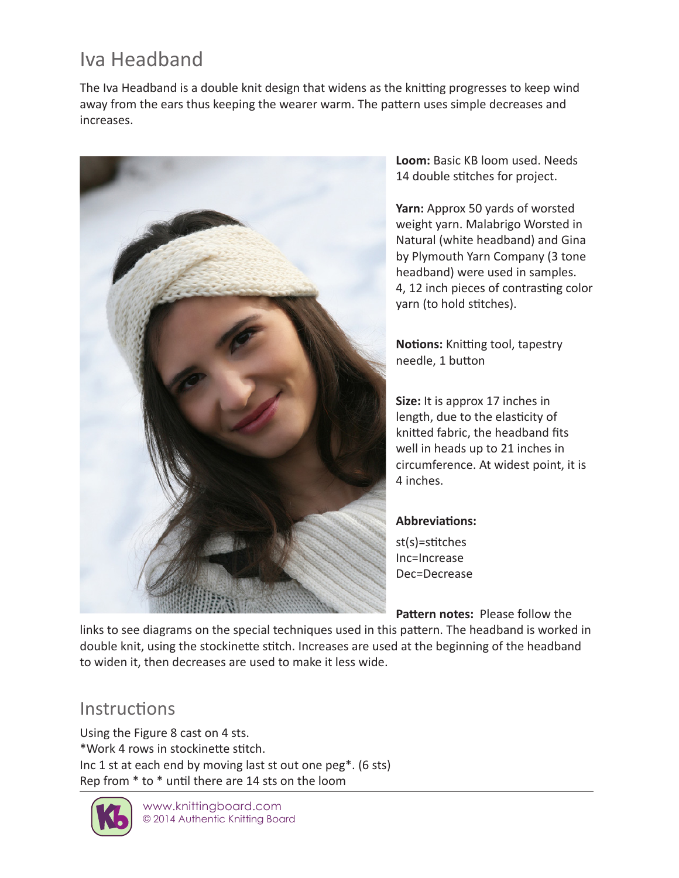# Iva Headband

The Iva Headband is a double knit design that widens as the knitting progresses to keep wind away from the ears thus keeping the wearer warm. The pattern uses simple decreases and increases.

**Loom:** Basic KB loom used. Needs 14 double stitches for project.

**Yarn:** Approx 50 yards of worsted weight yarn. Malabrigo Worsted in Natural (white headband) and Gina by Plymouth Yarn Company (3 tone headband) were used in samples. 4, 12 inch pieces of contrasting color yarn (to hold stitches).

**Notions:** Knitting tool, tapestry needle, 1 button

**Size:** It is approx 17 inches in length, due to the elasticity of knitted fabric, the headband fits well in heads up to 21 inches in circumference. At widest point, it is 4 inches.

**Abbreviations:**

st(s)=stitches
Inc=Increase
Dec=Decrease

**Pattern notes:** Please follow the links to see diagrams on the special techniques used in this pattern. The headband is worked in double knit, using the stockinette stitch. Increases are used at the beginning of the headband to widen it, then decreases are used to make it less wide.

## Instructions

Using the Figure 8 cast on 4 sts.
*Work 4 rows in stockinette stitch.
Inc 1 st at each end by moving last st out one peg*. (6 sts)
Rep from * to * until there are 14 sts on the loom

www.knittingboard.com
© 2014 Authentic Knitting Board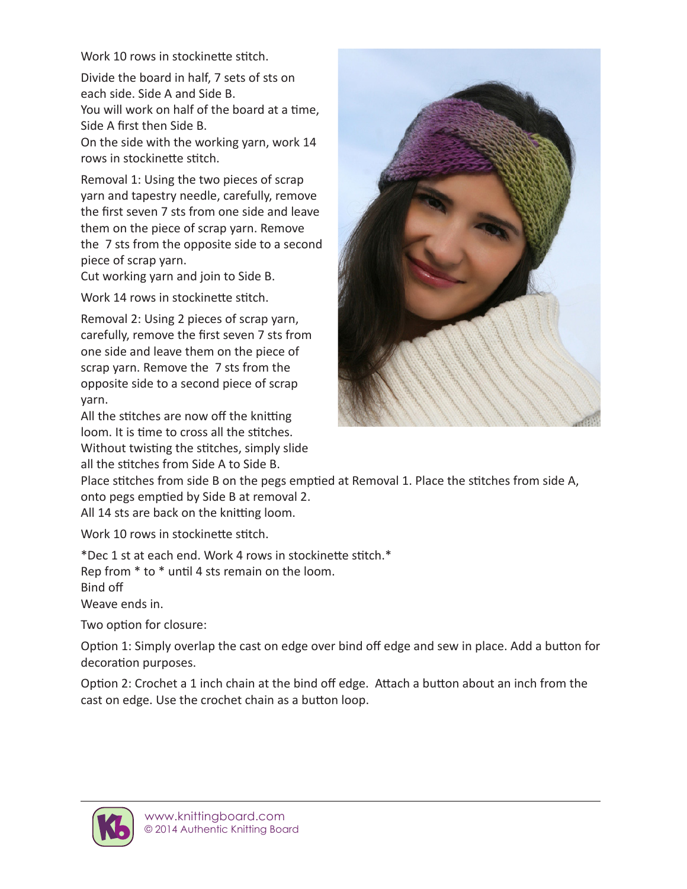Work 10 rows in stockinette stitch.

Divide the board in half, 7 sets of sts on each side. Side A and Side B.
You will work on half of the board at a time, Side A first then Side B.
On the side with the working yarn, work 14 rows in stockinette stitch.

Removal 1: Using the two pieces of scrap yarn and tapestry needle, carefully, remove the first seven 7 sts from one side and leave them on the piece of scrap yarn. Remove the 7 sts from the opposite side to a second piece of scrap yarn.
Cut working yarn and join to Side B.

Work 14 rows in stockinette stitch.

Removal 2: Using 2 pieces of scrap yarn, carefully, remove the first seven 7 sts from one side and leave them on the piece of scrap yarn. Remove the 7 sts from the opposite side to a second piece of scrap yarn.
All the stitches are now off the knitting loom. It is time to cross all the stitches. Without twisting the stitches, simply slide all the stitches from Side A to Side B.
Place stitches from side B on the pegs emptied at Removal 1. Place the stitches from side A, onto pegs emptied by Side B at removal 2.
All 14 sts are back on the knitting loom.

Work 10 rows in stockinette stitch.

*Dec 1 st at each end. Work 4 rows in stockinette stitch.*
Rep from * to * until 4 sts remain on the loom.
Bind off
Weave ends in.

Two option for closure:

Option 1: Simply overlap the cast on edge over bind off edge and sew in place. Add a button for decoration purposes.

Option 2: Crochet a 1 inch chain at the bind off edge. Attach a button about an inch from the cast on edge. Use the crochet chain as a button loop.

www.knittingboard.com
© 2014 Authentic Knitting Board